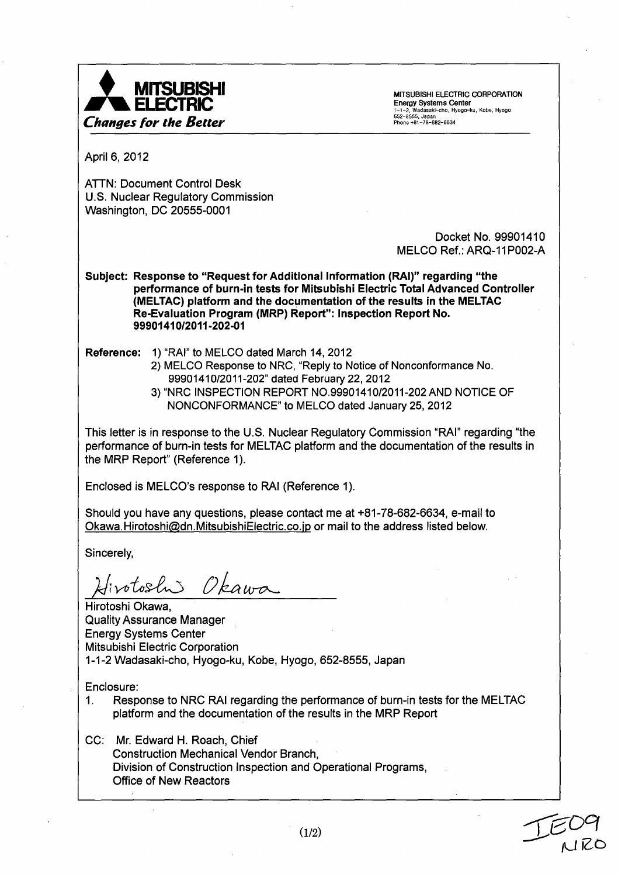**MITSUBISHI ELECTRIC**
*Changes for the Better*

MITSUBISHI ELECTRIC CORPORATION
Energy Systems Center
1-1-2, Wadasaki-cho, Hyogo-ku, Kobe, Hyogo
652-8555, Japan
Phone +81-78-682-6634

April 6, 2012

ATTN: Document Control Desk
U.S. Nuclear Regulatory Commission
Washington, DC 20555-0001

Docket No. 99901410
MELCO Ref.: ARQ-11P002-A

**Subject: Response to "Request for Additional Information (RAI)" regarding "the performance of burn-in tests for Mitsubishi Electric Total Advanced Controller (MELTAC) platform and the documentation of the results in the MELTAC Re-Evaluation Program (MRP) Report": Inspection Report No. 99901410/2011-202-01**

**Reference:**
1) "RAI" to MELCO dated March 14, 2012
2) MELCO Response to NRC, "Reply to Notice of Nonconformance No. 99901410/2011-202" dated February 22, 2012
3) "NRC INSPECTION REPORT NO.99901410/2011-202 AND NOTICE OF NONCONFORMANCE" to MELCO dated January 25, 2012

This letter is in response to the U.S. Nuclear Regulatory Commission "RAI" regarding "the performance of burn-in tests for MELTAC platform and the documentation of the results in the MRP Report" (Reference 1).

Enclosed is MELCO's response to RAI (Reference 1).

Should you have any questions, please contact me at +81-78-682-6634, e-mail to Okawa.Hirotoshi@dn.MitsubishiElectric.co.jp or mail to the address listed below.

Sincerely,

*Hirotoshi Okawa*

Hirotoshi Okawa,
Quality Assurance Manager
Energy Systems Center
Mitsubishi Electric Corporation
1-1-2 Wadasaki-cho, Hyogo-ku, Kobe, Hyogo, 652-8555, Japan

Enclosure:
1. Response to NRC RAI regarding the performance of burn-in tests for the MELTAC platform and the documentation of the results in the MRP Report

CC: Mr. Edward H. Roach, Chief
Construction Mechanical Vendor Branch,
Division of Construction Inspection and Operational Programs,
Office of New Reactors

IE09
NRO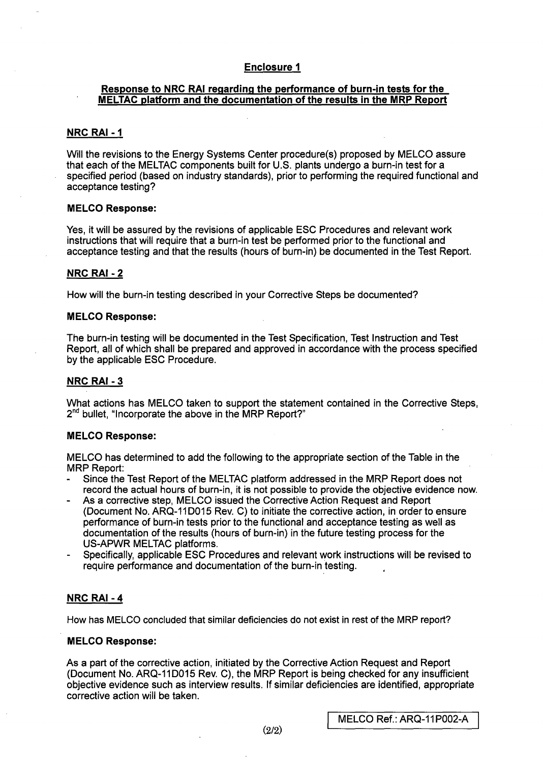## Enclosure 1

### Response to NRC RAI regarding the performance of burn-in tests for the MELTAC platform and the documentation of the results in the MRP Report

#### NRC RAI - 1

Will the revisions to the Energy Systems Center procedure(s) proposed by MELCO assure that each of the MELTAC components built for U.S. plants undergo a burn-in test for a specified period (based on industry standards), prior to performing the required functional and acceptance testing?

**MELCO Response:**

Yes, it will be assured by the revisions of applicable ESC Procedures and relevant work instructions that will require that a burn-in test be performed prior to the functional and acceptance testing and that the results (hours of burn-in) be documented in the Test Report.

#### NRC RAI - 2

How will the burn-in testing described in your Corrective Steps be documented?

**MELCO Response:**

The burn-in testing will be documented in the Test Specification, Test Instruction and Test Report, all of which shall be prepared and approved in accordance with the process specified by the applicable ESC Procedure.

#### NRC RAI - 3

What actions has MELCO taken to support the statement contained in the Corrective Steps, 2nd bullet, "Incorporate the above in the MRP Report?"

**MELCO Response:**

MELCO has determined to add the following to the appropriate section of the Table in the MRP Report:

- Since the Test Report of the MELTAC platform addressed in the MRP Report does not record the actual hours of burn-in, it is not possible to provide the objective evidence now.
- As a corrective step, MELCO issued the Corrective Action Request and Report (Document No. ARQ-11D015 Rev. C) to initiate the corrective action, in order to ensure performance of burn-in tests prior to the functional and acceptance testing as well as documentation of the results (hours of burn-in) in the future testing process for the US-APWR MELTAC platforms.
- Specifically, applicable ESC Procedures and relevant work instructions will be revised to require performance and documentation of the burn-in testing.

#### NRC RAI - 4

How has MELCO concluded that similar deficiencies do not exist in rest of the MRP report?

**MELCO Response:**

As a part of the corrective action, initiated by the Corrective Action Request and Report (Document No. ARQ-11D015 Rev. C), the MRP Report is being checked for any insufficient objective evidence such as interview results. If similar deficiencies are identified, appropriate corrective action will be taken.

MELCO Ref.: ARQ-11P002-A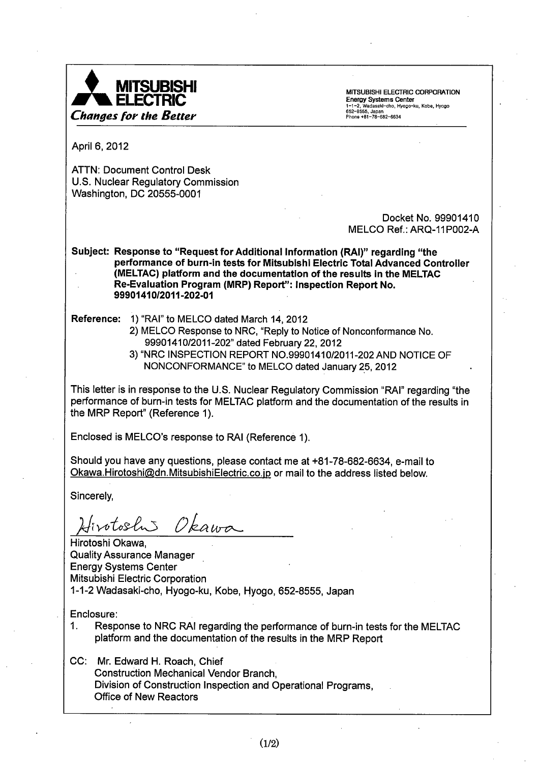**MITSUBISHI ELECTRIC**
*Changes for the Better*

MITSUBISHI ELECTRIC CORPORATION
Energy Systems Center
1-1-2, Wadasaki-cho, Hyogo-ku, Kobe, Hyogo
652-8555, Japan
Phone +81-78-682-6634

April 6, 2012

ATTN: Document Control Desk
U.S. Nuclear Regulatory Commission
Washington, DC 20555-0001

Docket No. 99901410
MELCO Ref.: ARQ-11P002-A

**Subject: Response to "Request for Additional Information (RAI)" regarding "the performance of burn-in tests for Mitsubishi Electric Total Advanced Controller (MELTAC) platform and the documentation of the results in the MELTAC Re-Evaluation Program (MRP) Report": Inspection Report No. 99901410/2011-202-01**

**Reference:** 1) "RAI" to MELCO dated March 14, 2012
2) MELCO Response to NRC, "Reply to Notice of Nonconformance No. 99901410/2011-202" dated February 22, 2012
3) "NRC INSPECTION REPORT NO.99901410/2011-202 AND NOTICE OF NONCONFORMANCE" to MELCO dated January 25, 2012

This letter is in response to the U.S. Nuclear Regulatory Commission "RAI" regarding "the performance of burn-in tests for MELTAC platform and the documentation of the results in the MRP Report" (Reference 1).

Enclosed is MELCO's response to RAI (Reference 1).

Should you have any questions, please contact me at +81-78-682-6634, e-mail to Okawa.Hirotoshi@dn.MitsubishiElectric.co.jp or mail to the address listed below.

Sincerely,

Hirotoshi Okawa

Hirotoshi Okawa,
Quality Assurance Manager
Energy Systems Center
Mitsubishi Electric Corporation
1-1-2 Wadasaki-cho, Hyogo-ku, Kobe, Hyogo, 652-8555, Japan

Enclosure:

1. Response to NRC RAI regarding the performance of burn-in tests for the MELTAC platform and the documentation of the results in the MRP Report

CC: Mr. Edward H. Roach, Chief
Construction Mechanical Vendor Branch,
Division of Construction Inspection and Operational Programs,
Office of New Reactors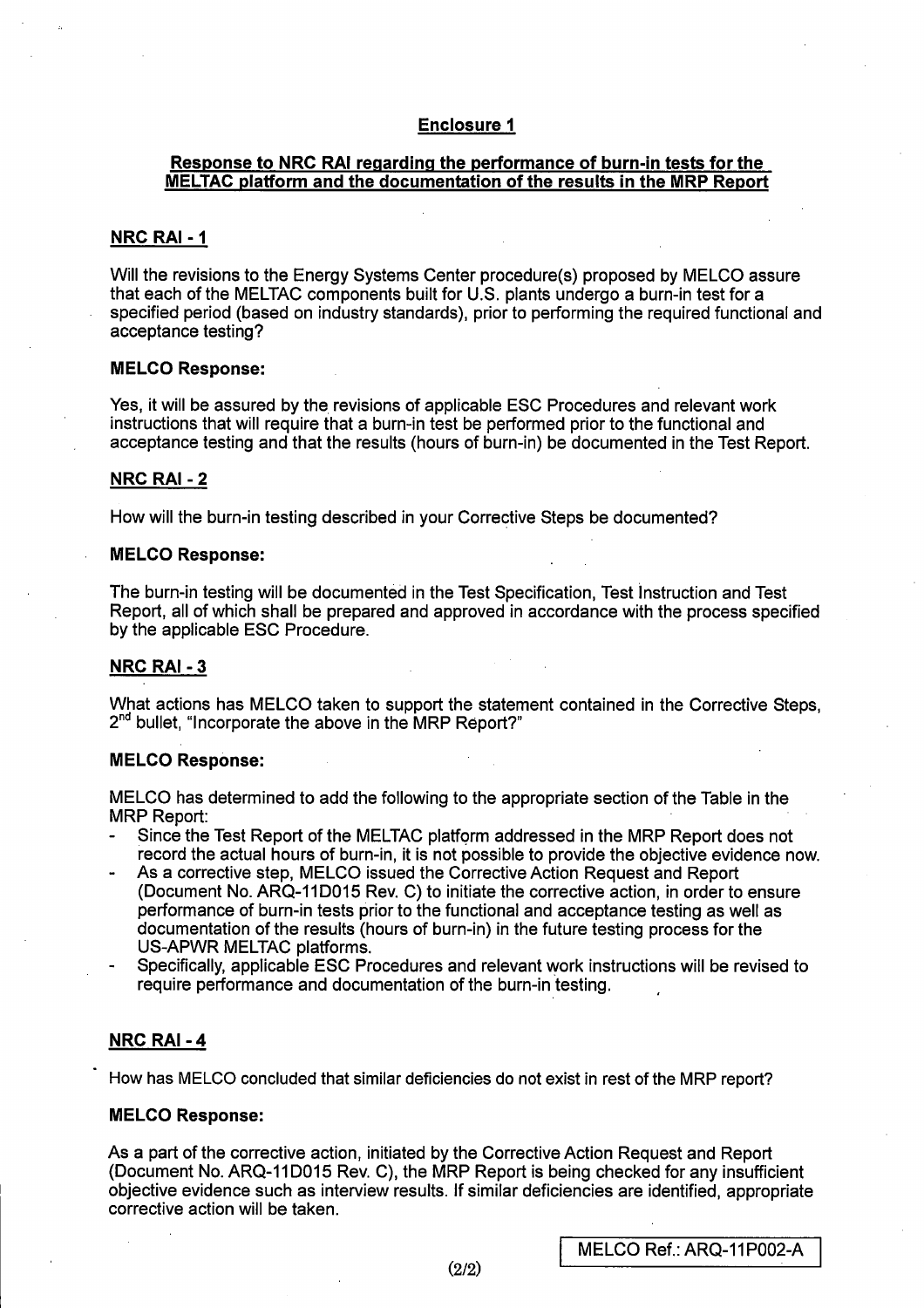## Enclosure 1

### Response to NRC RAI regarding the performance of burn-in tests for the MELTAC platform and the documentation of the results in the MRP Report

**NRC RAI - 1**

Will the revisions to the Energy Systems Center procedure(s) proposed by MELCO assure that each of the MELTAC components built for U.S. plants undergo a burn-in test for a specified period (based on industry standards), prior to performing the required functional and acceptance testing?

**MELCO Response:**

Yes, it will be assured by the revisions of applicable ESC Procedures and relevant work instructions that will require that a burn-in test be performed prior to the functional and acceptance testing and that the results (hours of burn-in) be documented in the Test Report.

**NRC RAI - 2**

How will the burn-in testing described in your Corrective Steps be documented?

**MELCO Response:**

The burn-in testing will be documented in the Test Specification, Test Instruction and Test Report, all of which shall be prepared and approved in accordance with the process specified by the applicable ESC Procedure.

**NRC RAI - 3**

What actions has MELCO taken to support the statement contained in the Corrective Steps, 2nd bullet, "Incorporate the above in the MRP Report?"

**MELCO Response:**

MELCO has determined to add the following to the appropriate section of the Table in the MRP Report:

- Since the Test Report of the MELTAC platform addressed in the MRP Report does not record the actual hours of burn-in, it is not possible to provide the objective evidence now.
- As a corrective step, MELCO issued the Corrective Action Request and Report (Document No. ARQ-11D015 Rev. C) to initiate the corrective action, in order to ensure performance of burn-in tests prior to the functional and acceptance testing as well as documentation of the results (hours of burn-in) in the future testing process for the US-APWR MELTAC platforms.
- Specifically, applicable ESC Procedures and relevant work instructions will be revised to require performance and documentation of the burn-in testing.

**NRC RAI - 4**

How has MELCO concluded that similar deficiencies do not exist in rest of the MRP report?

**MELCO Response:**

As a part of the corrective action, initiated by the Corrective Action Request and Report (Document No. ARQ-11D015 Rev. C), the MRP Report is being checked for any insufficient objective evidence such as interview results. If similar deficiencies are identified, appropriate corrective action will be taken.

MELCO Ref.: ARQ-11P002-A